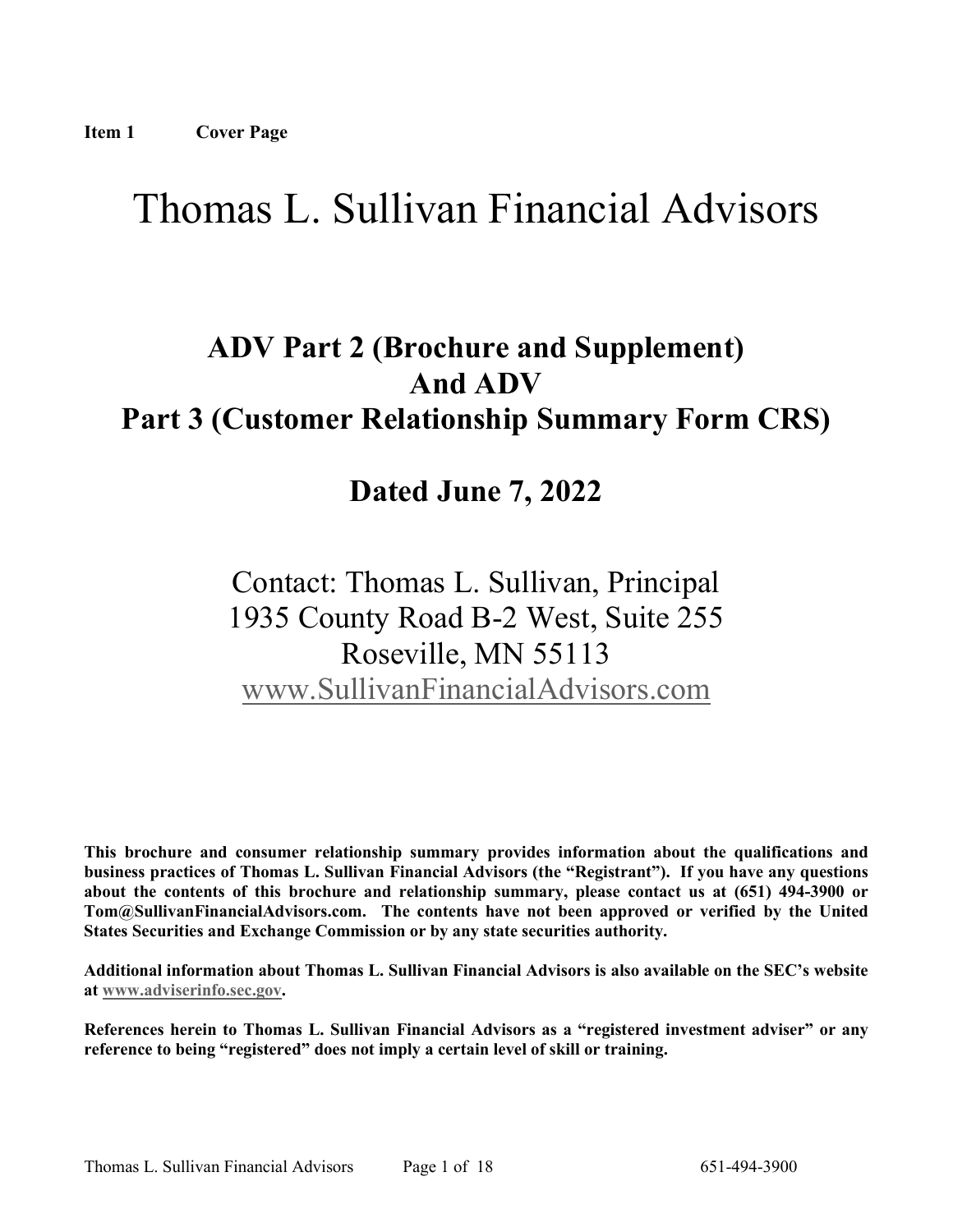**Item 1 Cover Page**

# Thomas L. Sullivan Financial Advisors

## ADV Part 2 (Brochure and Supplement) And ADV Part 3 (Customer Relationship Summary Form CRS)

## Dated June 7, 2022

Contact: Thomas L. Sullivan, Principal
1935 County Road B-2 West, Suite 255
Roseville, MN 55113
www.SullivanFinancialAdvisors.com

**This brochure and consumer relationship summary provides information about the qualifications and business practices of Thomas L. Sullivan Financial Advisors (the "Registrant"). If you have any questions about the contents of this brochure and relationship summary, please contact us at (651) 494-3900 or Tom@SullivanFinancialAdvisors.com. The contents have not been approved or verified by the United States Securities and Exchange Commission or by any state securities authority.**

**Additional information about Thomas L. Sullivan Financial Advisors is also available on the SEC's website at www.adviserinfo.sec.gov.**

**References herein to Thomas L. Sullivan Financial Advisors as a "registered investment adviser" or any reference to being "registered" does not imply a certain level of skill or training.**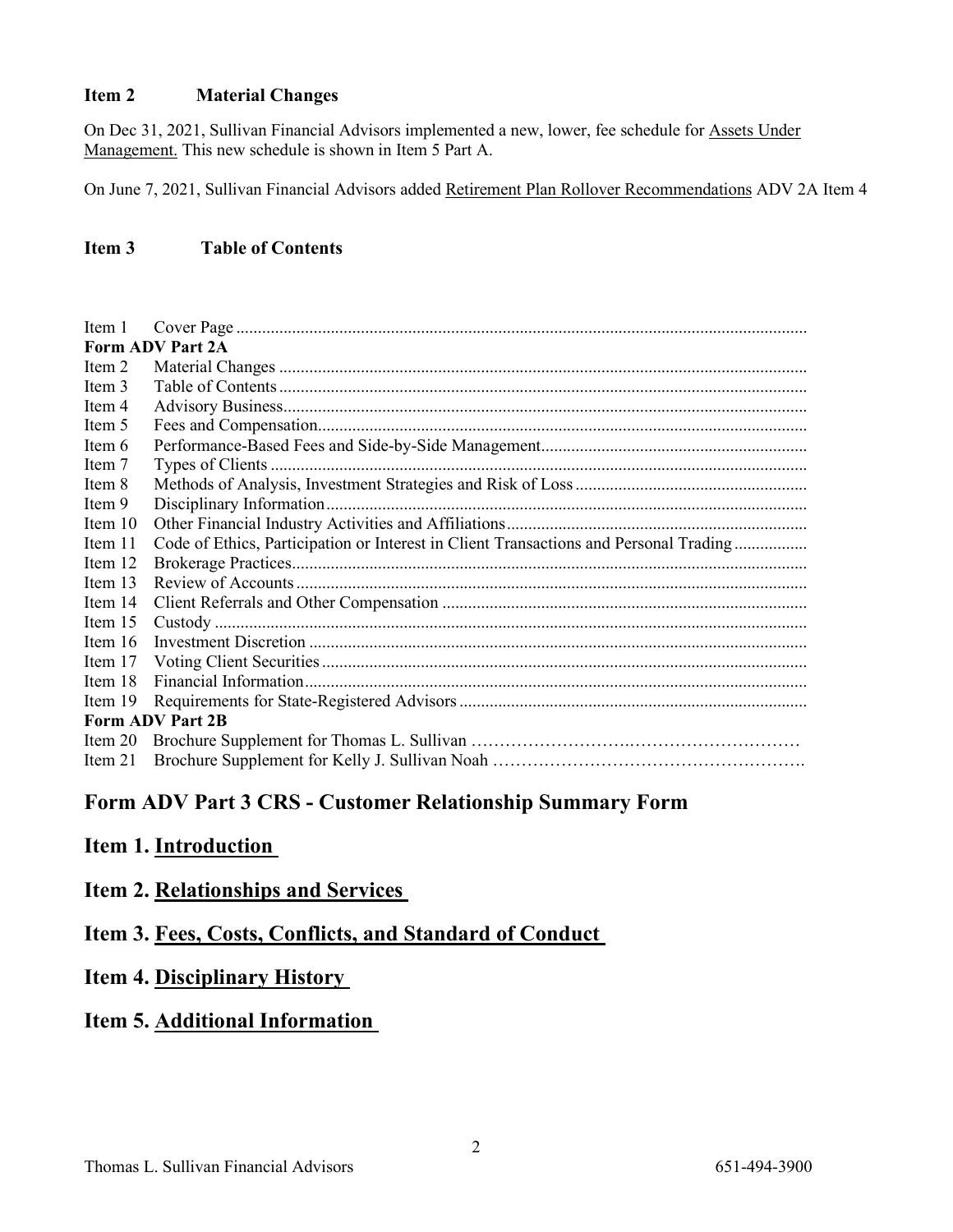## Item 2 Material Changes

On Dec 31, 2021, Sullivan Financial Advisors implemented a new, lower, fee schedule for Assets Under Management. This new schedule is shown in Item 5 Part A.

On June 7, 2021, Sullivan Financial Advisors added Retirement Plan Rollover Recommendations ADV 2A Item 4

## Item 3 Table of Contents

Item 1 Cover Page

**Form ADV Part 2A**

Item 2 Material Changes

Item 3 Table of Contents

Item 4 Advisory Business

Item 5 Fees and Compensation

Item 6 Performance-Based Fees and Side-by-Side Management

Item 7 Types of Clients

Item 8 Methods of Analysis, Investment Strategies and Risk of Loss

Item 9 Disciplinary Information

Item 10 Other Financial Industry Activities and Affiliations

Item 11 Code of Ethics, Participation or Interest in Client Transactions and Personal Trading

Item 12 Brokerage Practices

Item 13 Review of Accounts

Item 14 Client Referrals and Other Compensation

Item 15 Custody

Item 16 Investment Discretion

Item 17 Voting Client Securities

Item 18 Financial Information

Item 19 Requirements for State-Registered Advisors

**Form ADV Part 2B**

Item 20 Brochure Supplement for Thomas L. Sullivan

Item 21 Brochure Supplement for Kelly J. Sullivan Noah

## Form ADV Part 3 CRS - Customer Relationship Summary Form

## Item 1. Introduction

## Item 2. Relationships and Services

## Item 3. Fees, Costs, Conflicts, and Standard of Conduct

## Item 4. Disciplinary History

## Item 5. Additional Information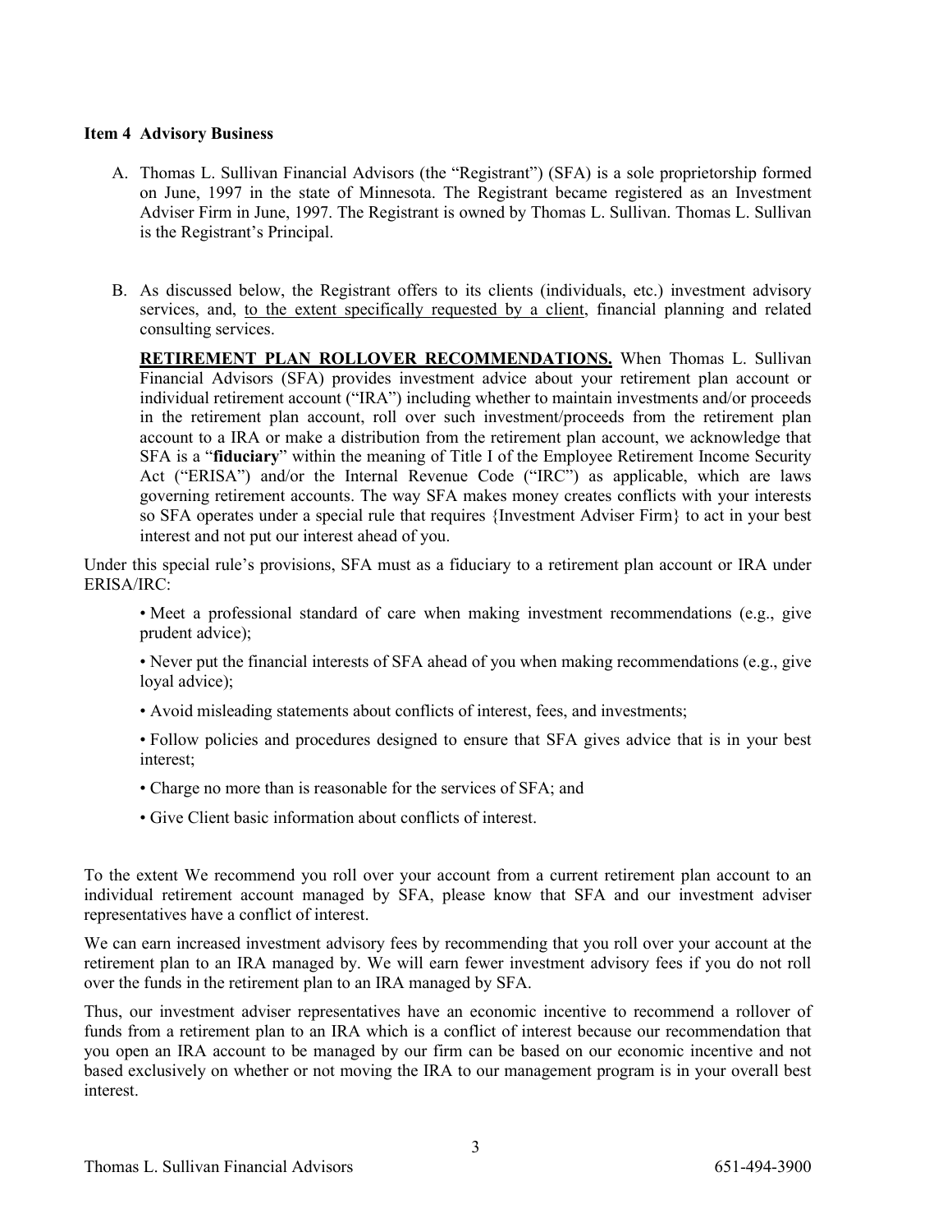**Item 4 Advisory Business**

A. Thomas L. Sullivan Financial Advisors (the "Registrant") (SFA) is a sole proprietorship formed on June, 1997 in the state of Minnesota. The Registrant became registered as an Investment Adviser Firm in June, 1997. The Registrant is owned by Thomas L. Sullivan. Thomas L. Sullivan is the Registrant's Principal.

B. As discussed below, the Registrant offers to its clients (individuals, etc.) investment advisory services, and, <u>to the extent specifically requested by a client</u>, financial planning and related consulting services.

   **<u>RETIREMENT PLAN ROLLOVER RECOMMENDATIONS.</u>** When Thomas L. Sullivan Financial Advisors (SFA) provides investment advice about your retirement plan account or individual retirement account ("IRA") including whether to maintain investments and/or proceeds in the retirement plan account, roll over such investment/proceeds from the retirement plan account to a IRA or make a distribution from the retirement plan account, we acknowledge that SFA is a "**fiduciary**" within the meaning of Title I of the Employee Retirement Income Security Act ("ERISA") and/or the Internal Revenue Code ("IRC") as applicable, which are laws governing retirement accounts. The way SFA makes money creates conflicts with your interests so SFA operates under a special rule that requires {Investment Adviser Firm} to act in your best interest and not put our interest ahead of you.

Under this special rule's provisions, SFA must as a fiduciary to a retirement plan account or IRA under ERISA/IRC:

- Meet a professional standard of care when making investment recommendations (e.g., give prudent advice);
- Never put the financial interests of SFA ahead of you when making recommendations (e.g., give loyal advice);
- Avoid misleading statements about conflicts of interest, fees, and investments;
- Follow policies and procedures designed to ensure that SFA gives advice that is in your best interest;
- Charge no more than is reasonable for the services of SFA; and
- Give Client basic information about conflicts of interest.

To the extent We recommend you roll over your account from a current retirement plan account to an individual retirement account managed by SFA, please know that SFA and our investment adviser representatives have a conflict of interest.

We can earn increased investment advisory fees by recommending that you roll over your account at the retirement plan to an IRA managed by. We will earn fewer investment advisory fees if you do not roll over the funds in the retirement plan to an IRA managed by SFA.

Thus, our investment adviser representatives have an economic incentive to recommend a rollover of funds from a retirement plan to an IRA which is a conflict of interest because our recommendation that you open an IRA account to be managed by our firm can be based on our economic incentive and not based exclusively on whether or not moving the IRA to our management program is in your overall best interest.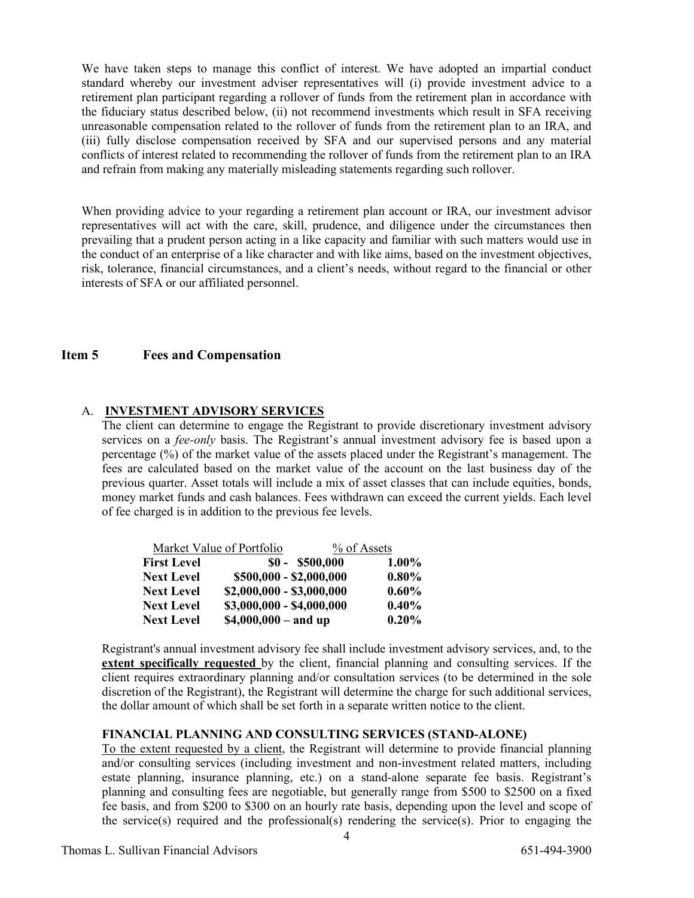We have taken steps to manage this conflict of interest. We have adopted an impartial conduct standard whereby our investment adviser representatives will (i) provide investment advice to a retirement plan participant regarding a rollover of funds from the retirement plan in accordance with the fiduciary status described below, (ii) not recommend investments which result in SFA receiving unreasonable compensation related to the rollover of funds from the retirement plan to an IRA, and (iii) fully disclose compensation received by SFA and our supervised persons and any material conflicts of interest related to recommending the rollover of funds from the retirement plan to an IRA and refrain from making any materially misleading statements regarding such rollover.

When providing advice to your regarding a retirement plan account or IRA, our investment advisor representatives will act with the care, skill, prudence, and diligence under the circumstances then prevailing that a prudent person acting in a like capacity and familiar with such matters would use in the conduct of an enterprise of a like character and with like aims, based on the investment objectives, risk, tolerance, financial circumstances, and a client's needs, without regard to the financial or other interests of SFA or our affiliated personnel.

## Item 5 Fees and Compensation

### A. INVESTMENT ADVISORY SERVICES

The client can determine to engage the Registrant to provide discretionary investment advisory services on a *fee-only* basis. The Registrant's annual investment advisory fee is based upon a percentage (%) of the market value of the assets placed under the Registrant's management. The fees are calculated based on the market value of the account on the last business day of the previous quarter. Asset totals will include a mix of asset classes that can include equities, bonds, money market funds and cash balances. Fees withdrawn can exceed the current yields. Each level of fee charged is in addition to the previous fee levels.

| | Market Value of Portfolio | % of Assets |
|---|---|---|
| **First Level** | **$0 - $500,000** | **1.00%** |
| **Next Level** | **$500,000 - $2,000,000** | **0.80%** |
| **Next Level** | **$2,000,000 - $3,000,000** | **0.60%** |
| **Next Level** | **$3,000,000 - $4,000,000** | **0.40%** |
| **Next Level** | **$4,000,000 – and up** | **0.20%** |

Registrant's annual investment advisory fee shall include investment advisory services, and, to the **extent specifically requested** by the client, financial planning and consulting services. If the client requires extraordinary planning and/or consultation services (to be determined in the sole discretion of the Registrant), the Registrant will determine the charge for such additional services, the dollar amount of which shall be set forth in a separate written notice to the client.

**FINANCIAL PLANNING AND CONSULTING SERVICES (STAND-ALONE)**

To the extent requested by a client, the Registrant will determine to provide financial planning and/or consulting services (including investment and non-investment related matters, including estate planning, insurance planning, etc.) on a stand-alone separate fee basis. Registrant's planning and consulting fees are negotiable, but generally range from $500 to $2500 on a fixed fee basis, and from $200 to $300 on an hourly rate basis, depending upon the level and scope of the service(s) required and the professional(s) rendering the service(s). Prior to engaging the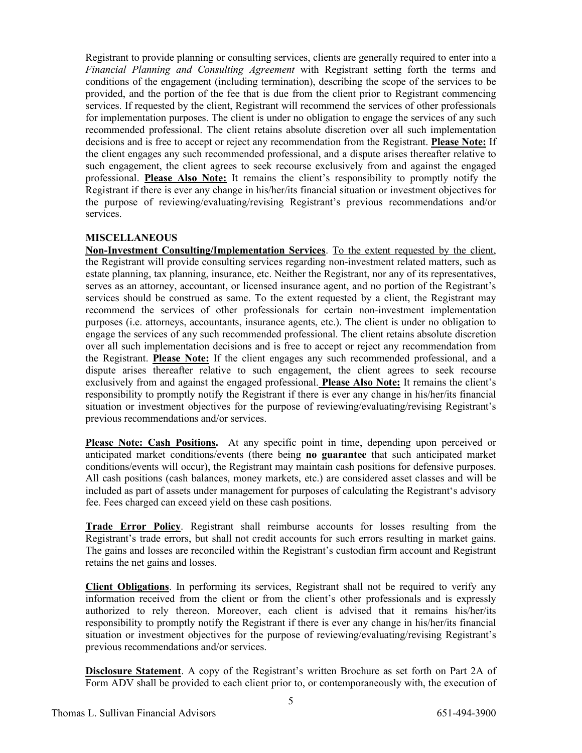Registrant to provide planning or consulting services, clients are generally required to enter into a *Financial Planning and Consulting Agreement* with Registrant setting forth the terms and conditions of the engagement (including termination), describing the scope of the services to be provided, and the portion of the fee that is due from the client prior to Registrant commencing services. If requested by the client, Registrant will recommend the services of other professionals for implementation purposes. The client is under no obligation to engage the services of any such recommended professional. The client retains absolute discretion over all such implementation decisions and is free to accept or reject any recommendation from the Registrant. **Please Note:** If the client engages any such recommended professional, and a dispute arises thereafter relative to such engagement, the client agrees to seek recourse exclusively from and against the engaged professional. **Please Also Note:** It remains the client's responsibility to promptly notify the Registrant if there is ever any change in his/her/its financial situation or investment objectives for the purpose of reviewing/evaluating/revising Registrant's previous recommendations and/or services.

**MISCELLANEOUS**

**Non-Investment Consulting/Implementation Services**. To the extent requested by the client, the Registrant will provide consulting services regarding non-investment related matters, such as estate planning, tax planning, insurance, etc. Neither the Registrant, nor any of its representatives, serves as an attorney, accountant, or licensed insurance agent, and no portion of the Registrant's services should be construed as same. To the extent requested by a client, the Registrant may recommend the services of other professionals for certain non-investment implementation purposes (i.e. attorneys, accountants, insurance agents, etc.). The client is under no obligation to engage the services of any such recommended professional. The client retains absolute discretion over all such implementation decisions and is free to accept or reject any recommendation from the Registrant. **Please Note:** If the client engages any such recommended professional, and a dispute arises thereafter relative to such engagement, the client agrees to seek recourse exclusively from and against the engaged professional. **Please Also Note:** It remains the client's responsibility to promptly notify the Registrant if there is ever any change in his/her/its financial situation or investment objectives for the purpose of reviewing/evaluating/revising Registrant's previous recommendations and/or services.

**Please Note: Cash Positions.** At any specific point in time, depending upon perceived or anticipated market conditions/events (there being **no guarantee** that such anticipated market conditions/events will occur), the Registrant may maintain cash positions for defensive purposes. All cash positions (cash balances, money markets, etc.) are considered asset classes and will be included as part of assets under management for purposes of calculating the Registrant's advisory fee. Fees charged can exceed yield on these cash positions.

**Trade Error Policy**. Registrant shall reimburse accounts for losses resulting from the Registrant's trade errors, but shall not credit accounts for such errors resulting in market gains. The gains and losses are reconciled within the Registrant's custodian firm account and Registrant retains the net gains and losses.

**Client Obligations**. In performing its services, Registrant shall not be required to verify any information received from the client or from the client's other professionals and is expressly authorized to rely thereon. Moreover, each client is advised that it remains his/her/its responsibility to promptly notify the Registrant if there is ever any change in his/her/its financial situation or investment objectives for the purpose of reviewing/evaluating/revising Registrant's previous recommendations and/or services.

**Disclosure Statement**. A copy of the Registrant's written Brochure as set forth on Part 2A of Form ADV shall be provided to each client prior to, or contemporaneously with, the execution of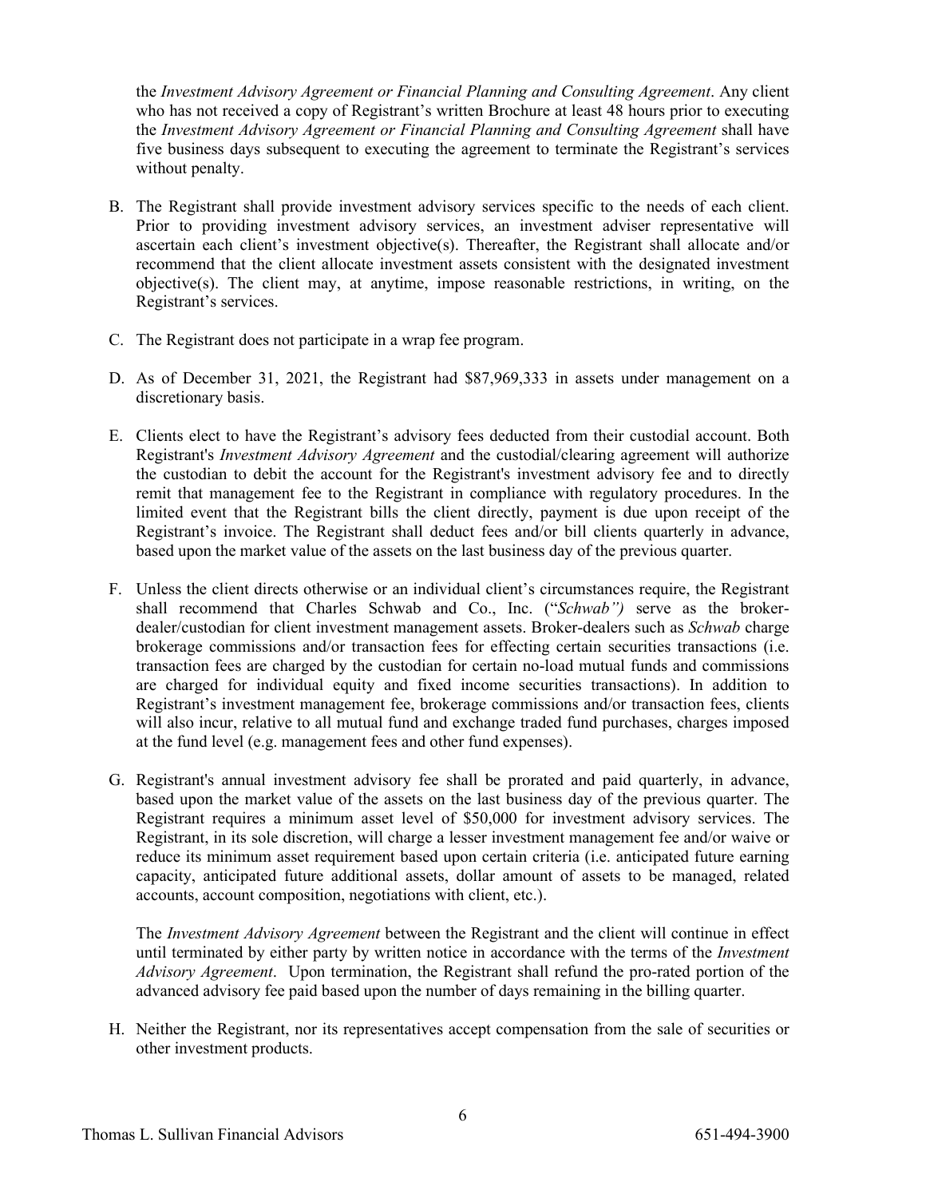the *Investment Advisory Agreement or Financial Planning and Consulting Agreement*. Any client who has not received a copy of Registrant's written Brochure at least 48 hours prior to executing the *Investment Advisory Agreement or Financial Planning and Consulting Agreement* shall have five business days subsequent to executing the agreement to terminate the Registrant's services without penalty.

B. The Registrant shall provide investment advisory services specific to the needs of each client. Prior to providing investment advisory services, an investment adviser representative will ascertain each client's investment objective(s). Thereafter, the Registrant shall allocate and/or recommend that the client allocate investment assets consistent with the designated investment objective(s). The client may, at anytime, impose reasonable restrictions, in writing, on the Registrant's services.

C. The Registrant does not participate in a wrap fee program.

D. As of December 31, 2021, the Registrant had $87,969,333 in assets under management on a discretionary basis.

E. Clients elect to have the Registrant's advisory fees deducted from their custodial account. Both Registrant's *Investment Advisory Agreement* and the custodial/clearing agreement will authorize the custodian to debit the account for the Registrant's investment advisory fee and to directly remit that management fee to the Registrant in compliance with regulatory procedures. In the limited event that the Registrant bills the client directly, payment is due upon receipt of the Registrant's invoice. The Registrant shall deduct fees and/or bill clients quarterly in advance, based upon the market value of the assets on the last business day of the previous quarter.

F. Unless the client directs otherwise or an individual client's circumstances require, the Registrant shall recommend that Charles Schwab and Co., Inc. ("*Schwab")* serve as the broker-dealer/custodian for client investment management assets. Broker-dealers such as *Schwab* charge brokerage commissions and/or transaction fees for effecting certain securities transactions (i.e. transaction fees are charged by the custodian for certain no-load mutual funds and commissions are charged for individual equity and fixed income securities transactions). In addition to Registrant's investment management fee, brokerage commissions and/or transaction fees, clients will also incur, relative to all mutual fund and exchange traded fund purchases, charges imposed at the fund level (e.g. management fees and other fund expenses).

G. Registrant's annual investment advisory fee shall be prorated and paid quarterly, in advance, based upon the market value of the assets on the last business day of the previous quarter. The Registrant requires a minimum asset level of $50,000 for investment advisory services. The Registrant, in its sole discretion, will charge a lesser investment management fee and/or waive or reduce its minimum asset requirement based upon certain criteria (i.e. anticipated future earning capacity, anticipated future additional assets, dollar amount of assets to be managed, related accounts, account composition, negotiations with client, etc.).

   The *Investment Advisory Agreement* between the Registrant and the client will continue in effect until terminated by either party by written notice in accordance with the terms of the *Investment Advisory Agreement*. Upon termination, the Registrant shall refund the pro-rated portion of the advanced advisory fee paid based upon the number of days remaining in the billing quarter.

H. Neither the Registrant, nor its representatives accept compensation from the sale of securities or other investment products.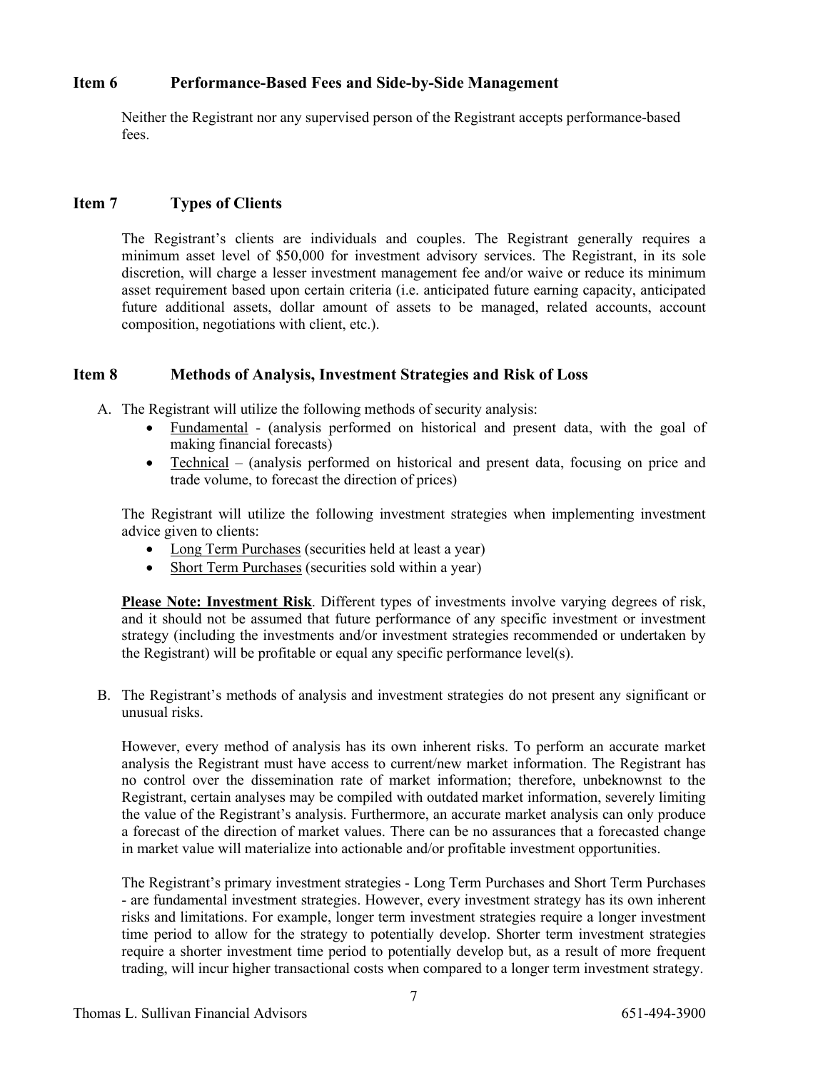## Item 6 Performance-Based Fees and Side-by-Side Management

Neither the Registrant nor any supervised person of the Registrant accepts performance-based fees.

## Item 7 Types of Clients

The Registrant's clients are individuals and couples. The Registrant generally requires a minimum asset level of $50,000 for investment advisory services. The Registrant, in its sole discretion, will charge a lesser investment management fee and/or waive or reduce its minimum asset requirement based upon certain criteria (i.e. anticipated future earning capacity, anticipated future additional assets, dollar amount of assets to be managed, related accounts, account composition, negotiations with client, etc.).

## Item 8 Methods of Analysis, Investment Strategies and Risk of Loss

A. The Registrant will utilize the following methods of security analysis:

- Fundamental - (analysis performed on historical and present data, with the goal of making financial forecasts)
- Technical – (analysis performed on historical and present data, focusing on price and trade volume, to forecast the direction of prices)

The Registrant will utilize the following investment strategies when implementing investment advice given to clients:

- Long Term Purchases (securities held at least a year)
- Short Term Purchases (securities sold within a year)

**Please Note: Investment Risk**. Different types of investments involve varying degrees of risk, and it should not be assumed that future performance of any specific investment or investment strategy (including the investments and/or investment strategies recommended or undertaken by the Registrant) will be profitable or equal any specific performance level(s).

B. The Registrant's methods of analysis and investment strategies do not present any significant or unusual risks.

However, every method of analysis has its own inherent risks. To perform an accurate market analysis the Registrant must have access to current/new market information. The Registrant has no control over the dissemination rate of market information; therefore, unbeknownst to the Registrant, certain analyses may be compiled with outdated market information, severely limiting the value of the Registrant's analysis. Furthermore, an accurate market analysis can only produce a forecast of the direction of market values. There can be no assurances that a forecasted change in market value will materialize into actionable and/or profitable investment opportunities.

The Registrant's primary investment strategies - Long Term Purchases and Short Term Purchases - are fundamental investment strategies. However, every investment strategy has its own inherent risks and limitations. For example, longer term investment strategies require a longer investment time period to allow for the strategy to potentially develop. Shorter term investment strategies require a shorter investment time period to potentially develop but, as a result of more frequent trading, will incur higher transactional costs when compared to a longer term investment strategy.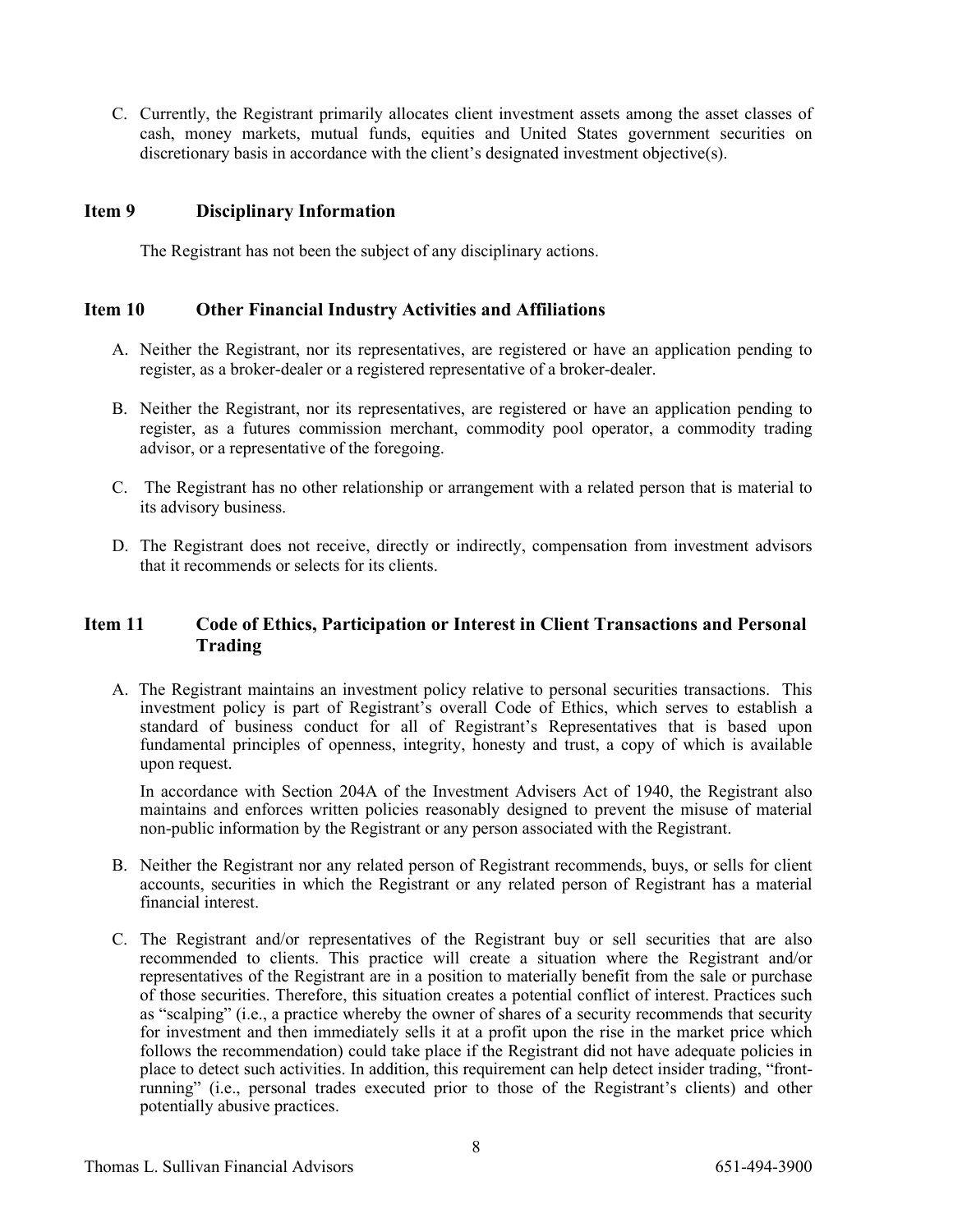C. Currently, the Registrant primarily allocates client investment assets among the asset classes of cash, money markets, mutual funds, equities and United States government securities on discretionary basis in accordance with the client's designated investment objective(s).

## Item 9 Disciplinary Information

The Registrant has not been the subject of any disciplinary actions.

## Item 10 Other Financial Industry Activities and Affiliations

A. Neither the Registrant, nor its representatives, are registered or have an application pending to register, as a broker-dealer or a registered representative of a broker-dealer.

B. Neither the Registrant, nor its representatives, are registered or have an application pending to register, as a futures commission merchant, commodity pool operator, a commodity trading advisor, or a representative of the foregoing.

C. The Registrant has no other relationship or arrangement with a related person that is material to its advisory business.

D. The Registrant does not receive, directly or indirectly, compensation from investment advisors that it recommends or selects for its clients.

## Item 11 Code of Ethics, Participation or Interest in Client Transactions and Personal Trading

A. The Registrant maintains an investment policy relative to personal securities transactions. This investment policy is part of Registrant's overall Code of Ethics, which serves to establish a standard of business conduct for all of Registrant's Representatives that is based upon fundamental principles of openness, integrity, honesty and trust, a copy of which is available upon request.

In accordance with Section 204A of the Investment Advisers Act of 1940, the Registrant also maintains and enforces written policies reasonably designed to prevent the misuse of material non-public information by the Registrant or any person associated with the Registrant.

B. Neither the Registrant nor any related person of Registrant recommends, buys, or sells for client accounts, securities in which the Registrant or any related person of Registrant has a material financial interest.

C. The Registrant and/or representatives of the Registrant buy or sell securities that are also recommended to clients. This practice will create a situation where the Registrant and/or representatives of the Registrant are in a position to materially benefit from the sale or purchase of those securities. Therefore, this situation creates a potential conflict of interest. Practices such as "scalping" (i.e., a practice whereby the owner of shares of a security recommends that security for investment and then immediately sells it at a profit upon the rise in the market price which follows the recommendation) could take place if the Registrant did not have adequate policies in place to detect such activities. In addition, this requirement can help detect insider trading, "front-running" (i.e., personal trades executed prior to those of the Registrant's clients) and other potentially abusive practices.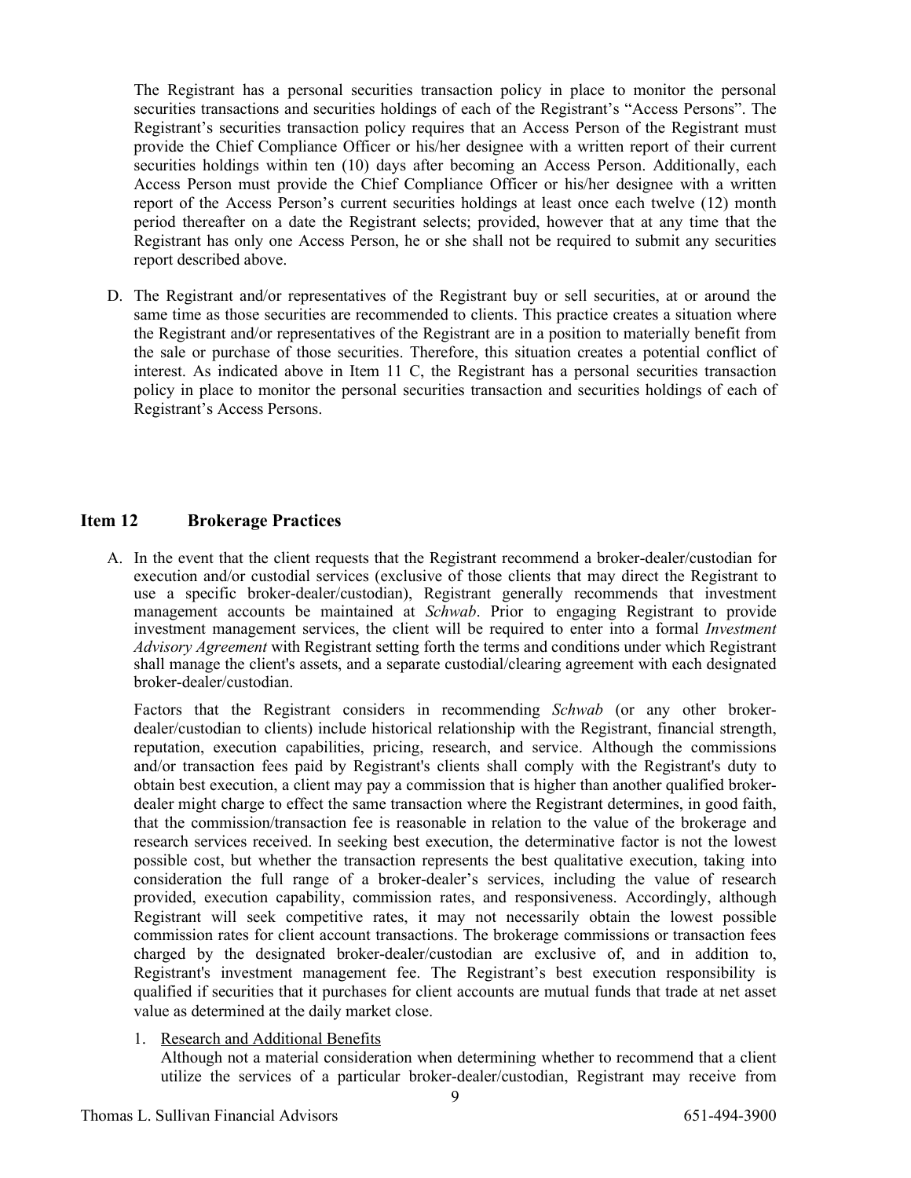The Registrant has a personal securities transaction policy in place to monitor the personal securities transactions and securities holdings of each of the Registrant's "Access Persons". The Registrant's securities transaction policy requires that an Access Person of the Registrant must provide the Chief Compliance Officer or his/her designee with a written report of their current securities holdings within ten (10) days after becoming an Access Person. Additionally, each Access Person must provide the Chief Compliance Officer or his/her designee with a written report of the Access Person's current securities holdings at least once each twelve (12) month period thereafter on a date the Registrant selects; provided, however that at any time that the Registrant has only one Access Person, he or she shall not be required to submit any securities report described above.

D. The Registrant and/or representatives of the Registrant buy or sell securities, at or around the same time as those securities are recommended to clients. This practice creates a situation where the Registrant and/or representatives of the Registrant are in a position to materially benefit from the sale or purchase of those securities. Therefore, this situation creates a potential conflict of interest. As indicated above in Item 11 C, the Registrant has a personal securities transaction policy in place to monitor the personal securities transaction and securities holdings of each of Registrant's Access Persons.

## Item 12 Brokerage Practices

A. In the event that the client requests that the Registrant recommend a broker-dealer/custodian for execution and/or custodial services (exclusive of those clients that may direct the Registrant to use a specific broker-dealer/custodian), Registrant generally recommends that investment management accounts be maintained at *Schwab*. Prior to engaging Registrant to provide investment management services, the client will be required to enter into a formal *Investment Advisory Agreement* with Registrant setting forth the terms and conditions under which Registrant shall manage the client's assets, and a separate custodial/clearing agreement with each designated broker-dealer/custodian.

Factors that the Registrant considers in recommending *Schwab* (or any other broker-dealer/custodian to clients) include historical relationship with the Registrant, financial strength, reputation, execution capabilities, pricing, research, and service. Although the commissions and/or transaction fees paid by Registrant's clients shall comply with the Registrant's duty to obtain best execution, a client may pay a commission that is higher than another qualified broker-dealer might charge to effect the same transaction where the Registrant determines, in good faith, that the commission/transaction fee is reasonable in relation to the value of the brokerage and research services received. In seeking best execution, the determinative factor is not the lowest possible cost, but whether the transaction represents the best qualitative execution, taking into consideration the full range of a broker-dealer's services, including the value of research provided, execution capability, commission rates, and responsiveness. Accordingly, although Registrant will seek competitive rates, it may not necessarily obtain the lowest possible commission rates for client account transactions. The brokerage commissions or transaction fees charged by the designated broker-dealer/custodian are exclusive of, and in addition to, Registrant's investment management fee. The Registrant's best execution responsibility is qualified if securities that it purchases for client accounts are mutual funds that trade at net asset value as determined at the daily market close.

1. Research and Additional Benefits

   Although not a material consideration when determining whether to recommend that a client utilize the services of a particular broker-dealer/custodian, Registrant may receive from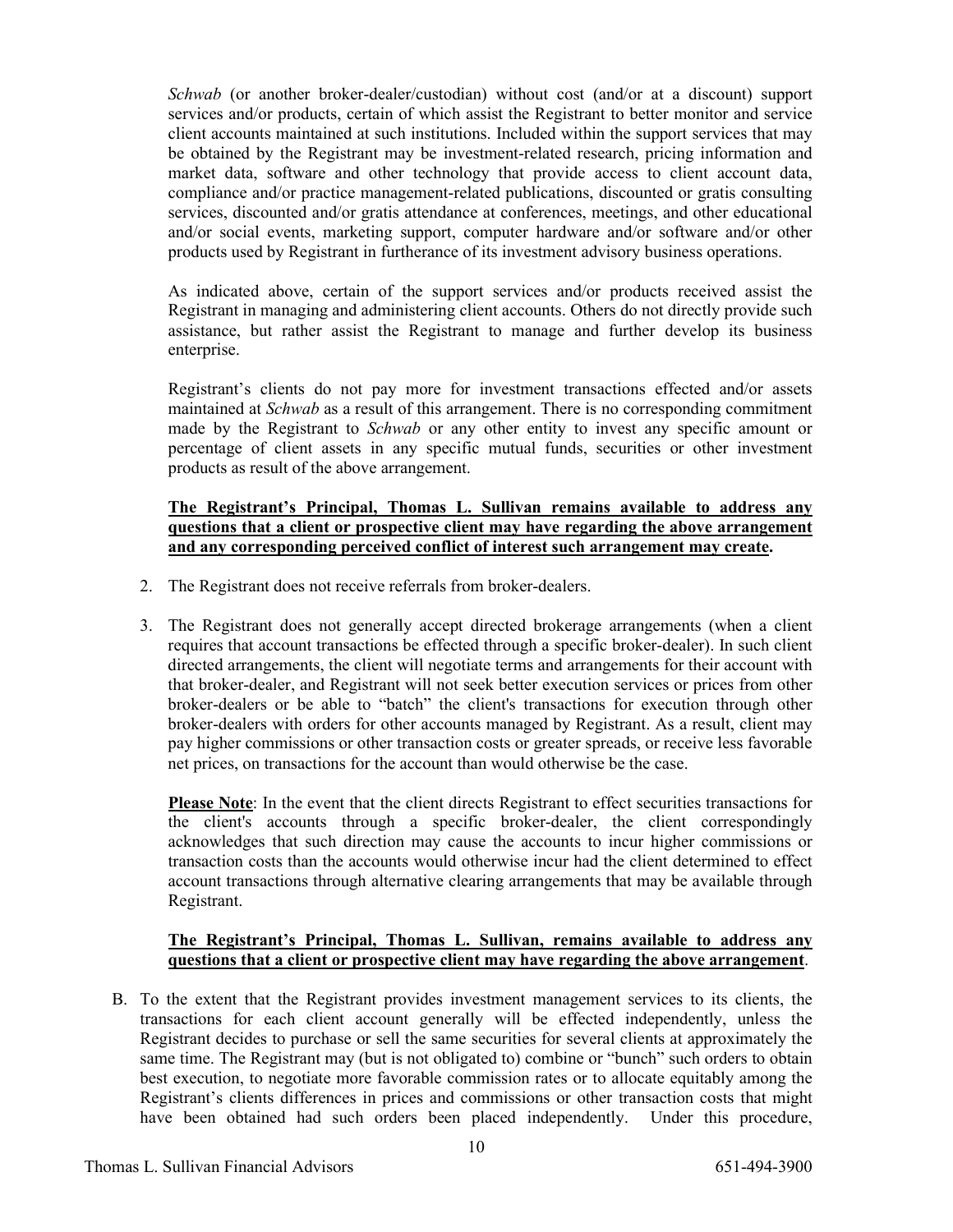*Schwab* (or another broker-dealer/custodian) without cost (and/or at a discount) support services and/or products, certain of which assist the Registrant to better monitor and service client accounts maintained at such institutions. Included within the support services that may be obtained by the Registrant may be investment-related research, pricing information and market data, software and other technology that provide access to client account data, compliance and/or practice management-related publications, discounted or gratis consulting services, discounted and/or gratis attendance at conferences, meetings, and other educational and/or social events, marketing support, computer hardware and/or software and/or other products used by Registrant in furtherance of its investment advisory business operations.

As indicated above, certain of the support services and/or products received assist the Registrant in managing and administering client accounts. Others do not directly provide such assistance, but rather assist the Registrant to manage and further develop its business enterprise.

Registrant's clients do not pay more for investment transactions effected and/or assets maintained at *Schwab* as a result of this arrangement. There is no corresponding commitment made by the Registrant to *Schwab* or any other entity to invest any specific amount or percentage of client assets in any specific mutual funds, securities or other investment products as result of the above arrangement.

**The Registrant's Principal, Thomas L. Sullivan remains available to address any questions that a client or prospective client may have regarding the above arrangement and any corresponding perceived conflict of interest such arrangement may create.**

2. The Registrant does not receive referrals from broker-dealers.

3. The Registrant does not generally accept directed brokerage arrangements (when a client requires that account transactions be effected through a specific broker-dealer). In such client directed arrangements, the client will negotiate terms and arrangements for their account with that broker-dealer, and Registrant will not seek better execution services or prices from other broker-dealers or be able to "batch" the client's transactions for execution through other broker-dealers with orders for other accounts managed by Registrant. As a result, client may pay higher commissions or other transaction costs or greater spreads, or receive less favorable net prices, on transactions for the account than would otherwise be the case.

   **Please Note**: In the event that the client directs Registrant to effect securities transactions for the client's accounts through a specific broker-dealer, the client correspondingly acknowledges that such direction may cause the accounts to incur higher commissions or transaction costs than the accounts would otherwise incur had the client determined to effect account transactions through alternative clearing arrangements that may be available through Registrant.

   **The Registrant's Principal, Thomas L. Sullivan, remains available to address any questions that a client or prospective client may have regarding the above arrangement**.

B. To the extent that the Registrant provides investment management services to its clients, the transactions for each client account generally will be effected independently, unless the Registrant decides to purchase or sell the same securities for several clients at approximately the same time. The Registrant may (but is not obligated to) combine or "bunch" such orders to obtain best execution, to negotiate more favorable commission rates or to allocate equitably among the Registrant's clients differences in prices and commissions or other transaction costs that might have been obtained had such orders been placed independently. Under this procedure,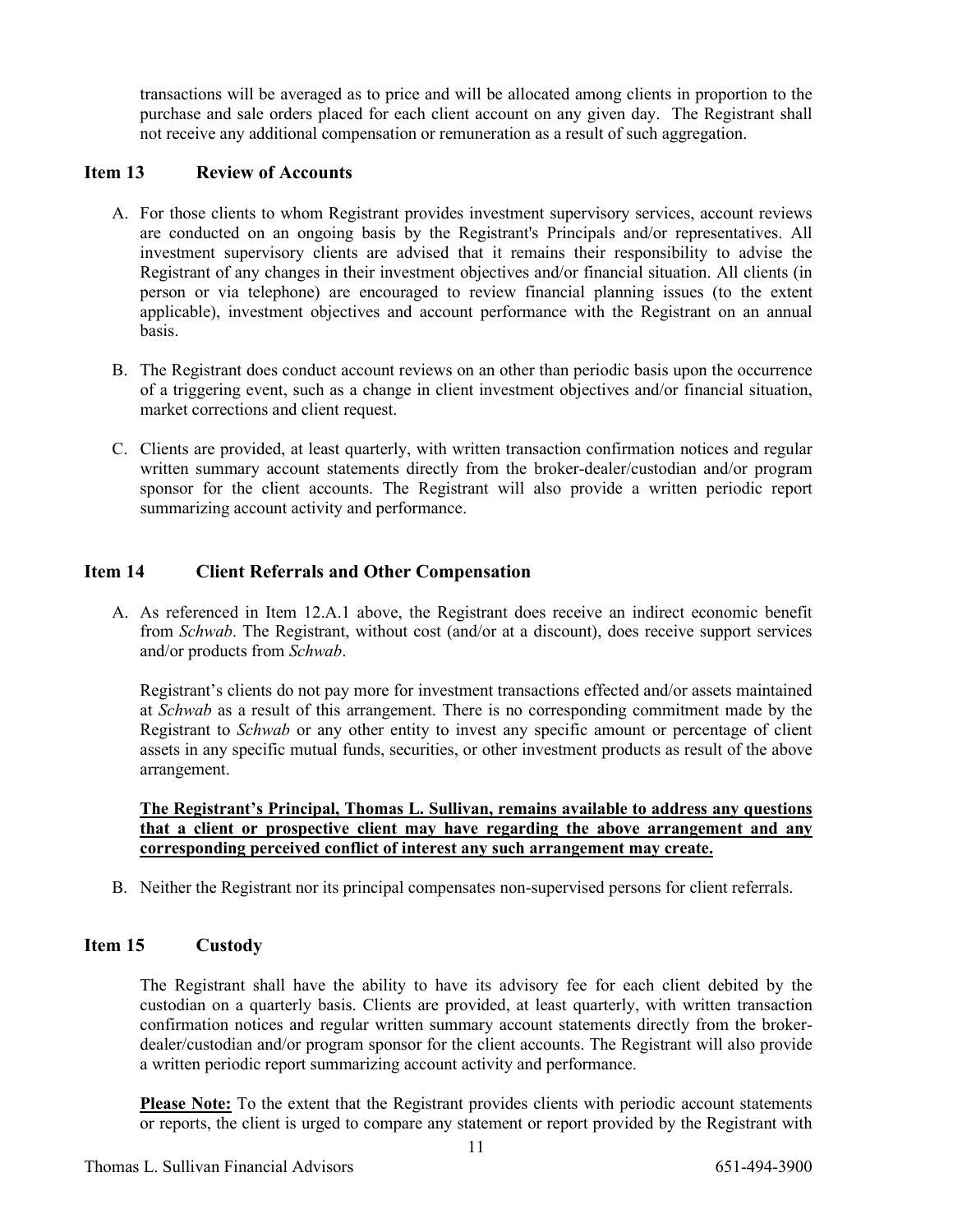transactions will be averaged as to price and will be allocated among clients in proportion to the purchase and sale orders placed for each client account on any given day. The Registrant shall not receive any additional compensation or remuneration as a result of such aggregation.

## Item 13 Review of Accounts

A. For those clients to whom Registrant provides investment supervisory services, account reviews are conducted on an ongoing basis by the Registrant's Principals and/or representatives. All investment supervisory clients are advised that it remains their responsibility to advise the Registrant of any changes in their investment objectives and/or financial situation. All clients (in person or via telephone) are encouraged to review financial planning issues (to the extent applicable), investment objectives and account performance with the Registrant on an annual basis.

B. The Registrant does conduct account reviews on an other than periodic basis upon the occurrence of a triggering event, such as a change in client investment objectives and/or financial situation, market corrections and client request.

C. Clients are provided, at least quarterly, with written transaction confirmation notices and regular written summary account statements directly from the broker-dealer/custodian and/or program sponsor for the client accounts. The Registrant will also provide a written periodic report summarizing account activity and performance.

## Item 14 Client Referrals and Other Compensation

A. As referenced in Item 12.A.1 above, the Registrant does receive an indirect economic benefit from *Schwab*. The Registrant, without cost (and/or at a discount), does receive support services and/or products from *Schwab*.

   Registrant's clients do not pay more for investment transactions effected and/or assets maintained at *Schwab* as a result of this arrangement. There is no corresponding commitment made by the Registrant to *Schwab* or any other entity to invest any specific amount or percentage of client assets in any specific mutual funds, securities, or other investment products as result of the above arrangement.

   **The Registrant's Principal, Thomas L. Sullivan, remains available to address any questions that a client or prospective client may have regarding the above arrangement and any corresponding perceived conflict of interest any such arrangement may create.**

B. Neither the Registrant nor its principal compensates non-supervised persons for client referrals.

## Item 15 Custody

The Registrant shall have the ability to have its advisory fee for each client debited by the custodian on a quarterly basis. Clients are provided, at least quarterly, with written transaction confirmation notices and regular written summary account statements directly from the broker-dealer/custodian and/or program sponsor for the client accounts. The Registrant will also provide a written periodic report summarizing account activity and performance.

**Please Note:** To the extent that the Registrant provides clients with periodic account statements or reports, the client is urged to compare any statement or report provided by the Registrant with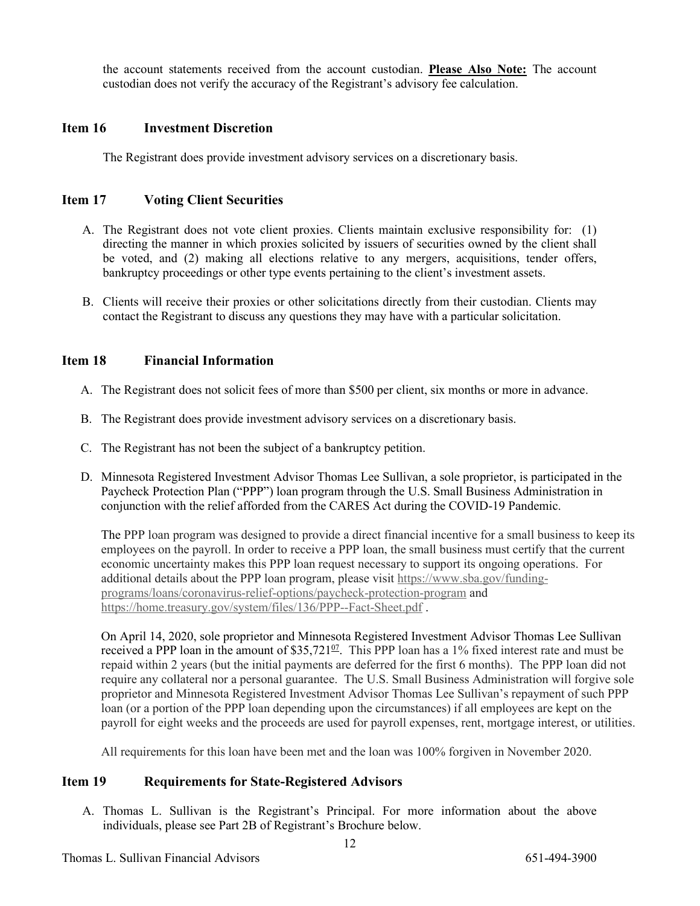the account statements received from the account custodian. **Please Also Note:** The account custodian does not verify the accuracy of the Registrant's advisory fee calculation.

## Item 16 Investment Discretion

The Registrant does provide investment advisory services on a discretionary basis.

## Item 17 Voting Client Securities

A. The Registrant does not vote client proxies. Clients maintain exclusive responsibility for: (1) directing the manner in which proxies solicited by issuers of securities owned by the client shall be voted, and (2) making all elections relative to any mergers, acquisitions, tender offers, bankruptcy proceedings or other type events pertaining to the client's investment assets.

B. Clients will receive their proxies or other solicitations directly from their custodian. Clients may contact the Registrant to discuss any questions they may have with a particular solicitation.

## Item 18 Financial Information

A. The Registrant does not solicit fees of more than $500 per client, six months or more in advance.

B. The Registrant does provide investment advisory services on a discretionary basis.

C. The Registrant has not been the subject of a bankruptcy petition.

D. Minnesota Registered Investment Advisor Thomas Lee Sullivan, a sole proprietor, is participated in the Paycheck Protection Plan ("PPP") loan program through the U.S. Small Business Administration in conjunction with the relief afforded from the CARES Act during the COVID-19 Pandemic.

The PPP loan program was designed to provide a direct financial incentive for a small business to keep its employees on the payroll. In order to receive a PPP loan, the small business must certify that the current economic uncertainty makes this PPP loan request necessary to support its ongoing operations. For additional details about the PPP loan program, please visit https://www.sba.gov/funding-programs/loans/coronavirus-relief-options/paycheck-protection-program and https://home.treasury.gov/system/files/136/PPP--Fact-Sheet.pdf .

On April 14, 2020, sole proprietor and Minnesota Registered Investment Advisor Thomas Lee Sullivan received a PPP loan in the amount of $35,721[07]. This PPP loan has a 1% fixed interest rate and must be repaid within 2 years (but the initial payments are deferred for the first 6 months). The PPP loan did not require any collateral nor a personal guarantee. The U.S. Small Business Administration will forgive sole proprietor and Minnesota Registered Investment Advisor Thomas Lee Sullivan's repayment of such PPP loan (or a portion of the PPP loan depending upon the circumstances) if all employees are kept on the payroll for eight weeks and the proceeds are used for payroll expenses, rent, mortgage interest, or utilities.

All requirements for this loan have been met and the loan was 100% forgiven in November 2020.

## Item 19 Requirements for State-Registered Advisors

A. Thomas L. Sullivan is the Registrant's Principal. For more information about the above individuals, please see Part 2B of Registrant's Brochure below.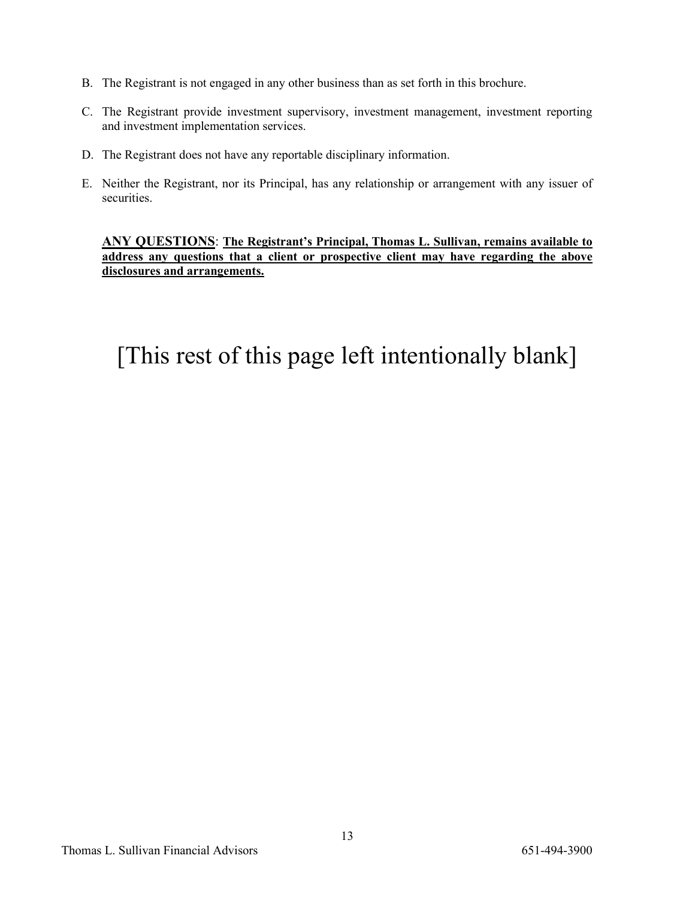B. The Registrant is not engaged in any other business than as set forth in this brochure.

C. The Registrant provide investment supervisory, investment management, investment reporting and investment implementation services.

D. The Registrant does not have any reportable disciplinary information.

E. Neither the Registrant, nor its Principal, has any relationship or arrangement with any issuer of securities.

**ANY QUESTIONS**: **The Registrant's Principal, Thomas L. Sullivan, remains available to address any questions that a client or prospective client may have regarding the above disclosures and arrangements.**

[This rest of this page left intentionally blank]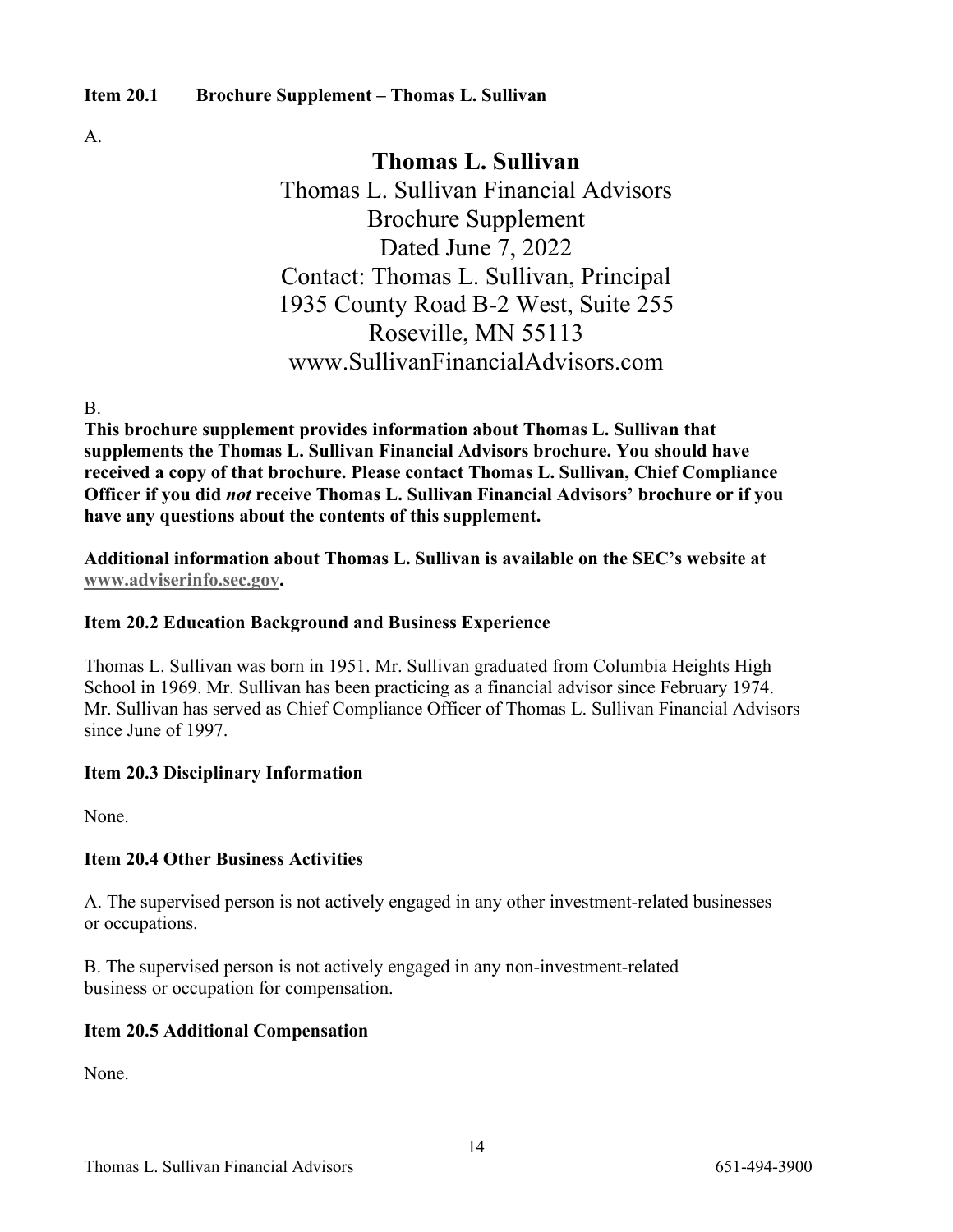## Item 20.1 Brochure Supplement – Thomas L. Sullivan

A.

**Thomas L. Sullivan**

Thomas L. Sullivan Financial Advisors
Brochure Supplement
Dated June 7, 2022
Contact: Thomas L. Sullivan, Principal
1935 County Road B-2 West, Suite 255
Roseville, MN 55113
www.SullivanFinancialAdvisors.com

B.

**This brochure supplement provides information about Thomas L. Sullivan that supplements the Thomas L. Sullivan Financial Advisors brochure. You should have received a copy of that brochure. Please contact Thomas L. Sullivan, Chief Compliance Officer if you did *not* receive Thomas L. Sullivan Financial Advisors' brochure or if you have any questions about the contents of this supplement.**

**Additional information about Thomas L. Sullivan is available on the SEC's website at www.adviserinfo.sec.gov.**

## Item 20.2 Education Background and Business Experience

Thomas L. Sullivan was born in 1951. Mr. Sullivan graduated from Columbia Heights High School in 1969. Mr. Sullivan has been practicing as a financial advisor since February 1974. Mr. Sullivan has served as Chief Compliance Officer of Thomas L. Sullivan Financial Advisors since June of 1997.

## Item 20.3 Disciplinary Information

None.

## Item 20.4 Other Business Activities

A. The supervised person is not actively engaged in any other investment-related businesses or occupations.

B. The supervised person is not actively engaged in any non-investment-related business or occupation for compensation.

## Item 20.5 Additional Compensation

None.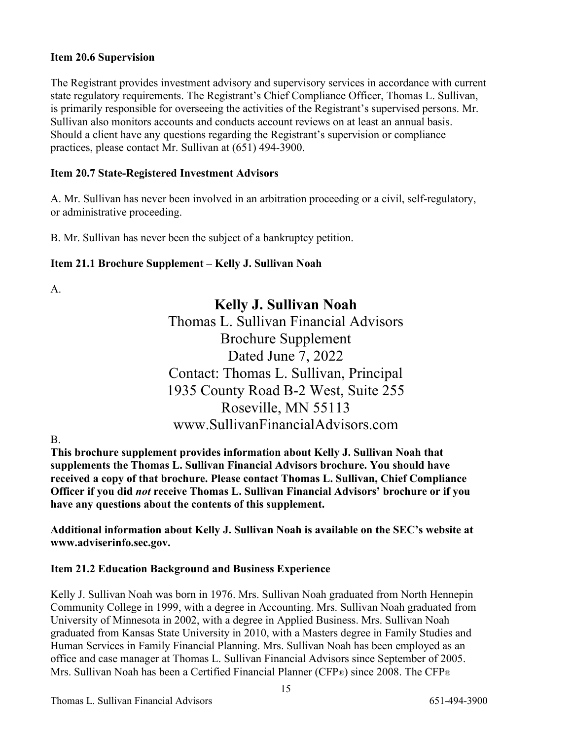**Item 20.6 Supervision**

The Registrant provides investment advisory and supervisory services in accordance with current state regulatory requirements. The Registrant's Chief Compliance Officer, Thomas L. Sullivan, is primarily responsible for overseeing the activities of the Registrant's supervised persons. Mr. Sullivan also monitors accounts and conducts account reviews on at least an annual basis. Should a client have any questions regarding the Registrant's supervision or compliance practices, please contact Mr. Sullivan at (651) 494-3900.

**Item 20.7 State-Registered Investment Advisors**

A. Mr. Sullivan has never been involved in an arbitration proceeding or a civil, self-regulatory, or administrative proceeding.

B. Mr. Sullivan has never been the subject of a bankruptcy petition.

**Item 21.1 Brochure Supplement – Kelly J. Sullivan Noah**

A.

**Kelly J. Sullivan Noah**
Thomas L. Sullivan Financial Advisors
Brochure Supplement
Dated June 7, 2022
Contact: Thomas L. Sullivan, Principal
1935 County Road B-2 West, Suite 255
Roseville, MN 55113
www.SullivanFinancialAdvisors.com

B.

**This brochure supplement provides information about Kelly J. Sullivan Noah that supplements the Thomas L. Sullivan Financial Advisors brochure. You should have received a copy of that brochure. Please contact Thomas L. Sullivan, Chief Compliance Officer if you did *not* receive Thomas L. Sullivan Financial Advisors' brochure or if you have any questions about the contents of this supplement.**

**Additional information about Kelly J. Sullivan Noah is available on the SEC's website at www.adviserinfo.sec.gov.**

**Item 21.2 Education Background and Business Experience**

Kelly J. Sullivan Noah was born in 1976. Mrs. Sullivan Noah graduated from North Hennepin Community College in 1999, with a degree in Accounting. Mrs. Sullivan Noah graduated from University of Minnesota in 2002, with a degree in Applied Business. Mrs. Sullivan Noah graduated from Kansas State University in 2010, with a Masters degree in Family Studies and Human Services in Family Financial Planning. Mrs. Sullivan Noah has been employed as an office and case manager at Thomas L. Sullivan Financial Advisors since September of 2005. Mrs. Sullivan Noah has been a Certified Financial Planner (CFP®) since 2008. The CFP®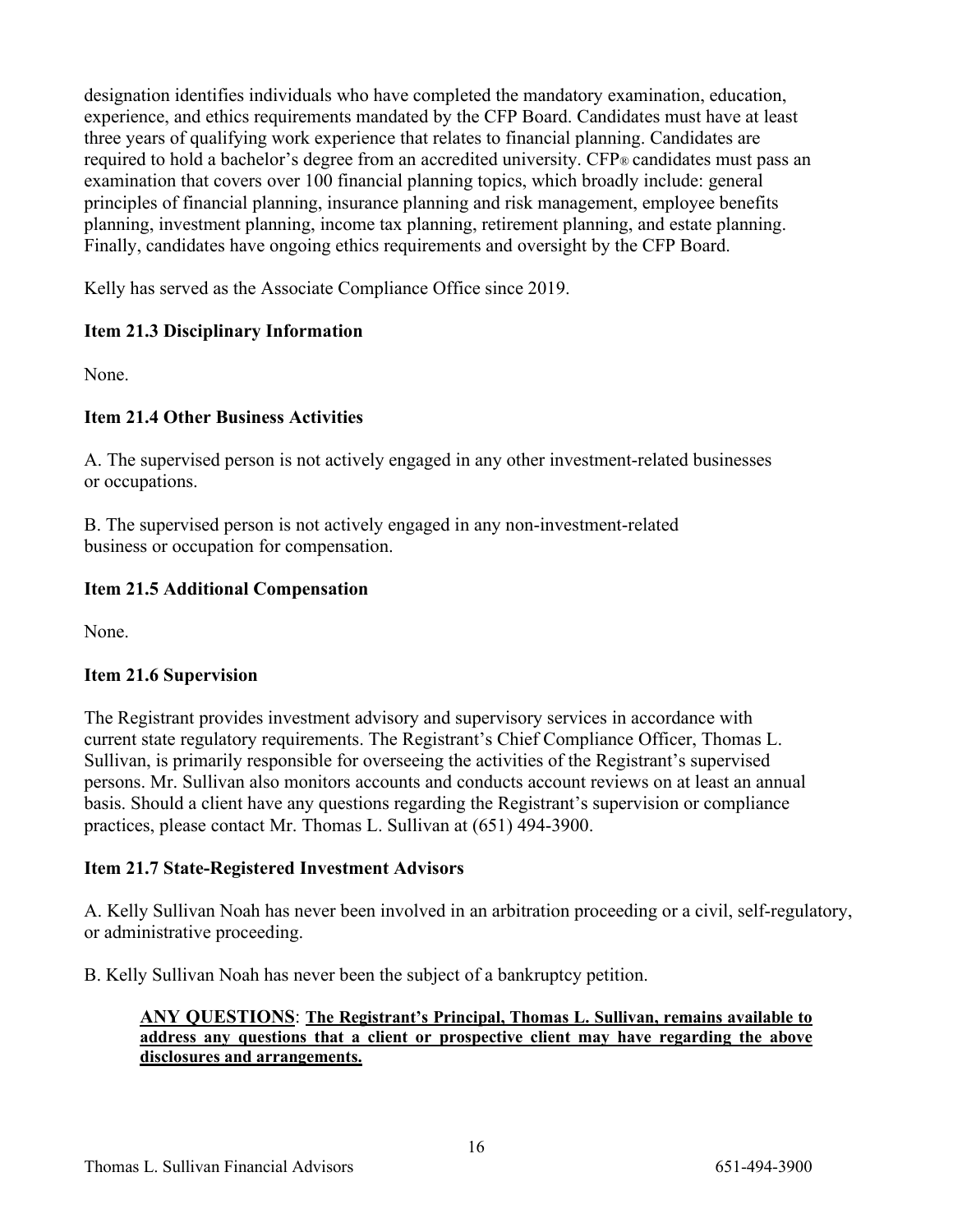designation identifies individuals who have completed the mandatory examination, education, experience, and ethics requirements mandated by the CFP Board. Candidates must have at least three years of qualifying work experience that relates to financial planning. Candidates are required to hold a bachelor's degree from an accredited university. CFP® candidates must pass an examination that covers over 100 financial planning topics, which broadly include: general principles of financial planning, insurance planning and risk management, employee benefits planning, investment planning, income tax planning, retirement planning, and estate planning. Finally, candidates have ongoing ethics requirements and oversight by the CFP Board.

Kelly has served as the Associate Compliance Office since 2019.

### Item 21.3 Disciplinary Information

None.

### Item 21.4 Other Business Activities

A. The supervised person is not actively engaged in any other investment-related businesses or occupations.

B. The supervised person is not actively engaged in any non-investment-related business or occupation for compensation.

### Item 21.5 Additional Compensation

None.

### Item 21.6 Supervision

The Registrant provides investment advisory and supervisory services in accordance with current state regulatory requirements. The Registrant's Chief Compliance Officer, Thomas L. Sullivan, is primarily responsible for overseeing the activities of the Registrant's supervised persons. Mr. Sullivan also monitors accounts and conducts account reviews on at least an annual basis. Should a client have any questions regarding the Registrant's supervision or compliance practices, please contact Mr. Thomas L. Sullivan at (651) 494-3900.

### Item 21.7 State-Registered Investment Advisors

A. Kelly Sullivan Noah has never been involved in an arbitration proceeding or a civil, self-regulatory, or administrative proceeding.

B. Kelly Sullivan Noah has never been the subject of a bankruptcy petition.

**ANY QUESTIONS**: **The Registrant's Principal, Thomas L. Sullivan, remains available to address any questions that a client or prospective client may have regarding the above disclosures and arrangements.**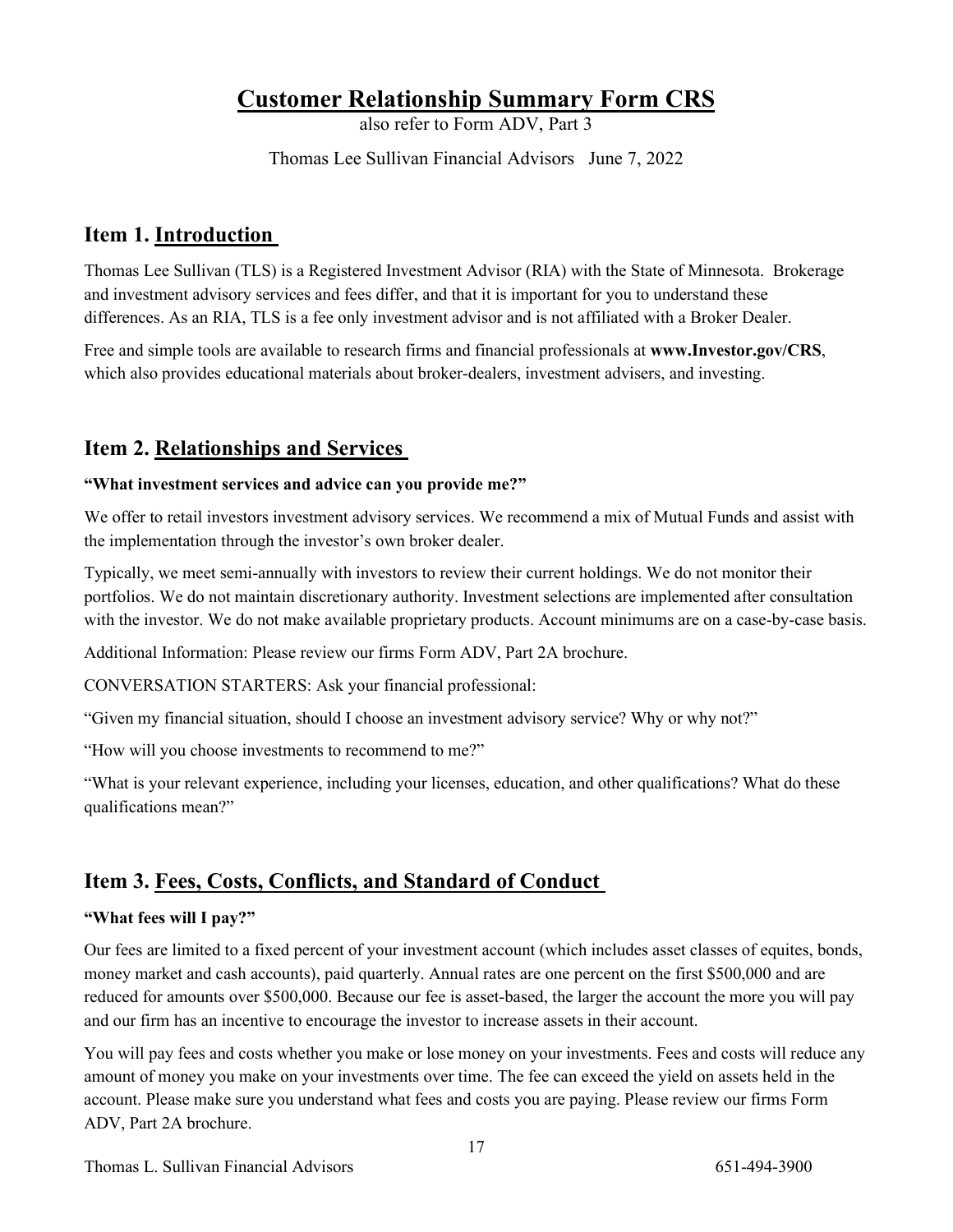# Customer Relationship Summary Form CRS

also refer to Form ADV, Part 3

Thomas Lee Sullivan Financial Advisors June 7, 2022

## Item 1. Introduction

Thomas Lee Sullivan (TLS) is a Registered Investment Advisor (RIA) with the State of Minnesota. Brokerage and investment advisory services and fees differ, and that it is important for you to understand these differences. As an RIA, TLS is a fee only investment advisor and is not affiliated with a Broker Dealer.

Free and simple tools are available to research firms and financial professionals at **www.Investor.gov/CRS**, which also provides educational materials about broker-dealers, investment advisers, and investing.

## Item 2. Relationships and Services

**"What investment services and advice can you provide me?"**

We offer to retail investors investment advisory services. We recommend a mix of Mutual Funds and assist with the implementation through the investor's own broker dealer.

Typically, we meet semi-annually with investors to review their current holdings. We do not monitor their portfolios. We do not maintain discretionary authority. Investment selections are implemented after consultation with the investor. We do not make available proprietary products. Account minimums are on a case-by-case basis.

Additional Information: Please review our firms Form ADV, Part 2A brochure.

CONVERSATION STARTERS: Ask your financial professional:

"Given my financial situation, should I choose an investment advisory service? Why or why not?"

"How will you choose investments to recommend to me?"

"What is your relevant experience, including your licenses, education, and other qualifications? What do these qualifications mean?"

## Item 3. Fees, Costs, Conflicts, and Standard of Conduct

**"What fees will I pay?"**

Our fees are limited to a fixed percent of your investment account (which includes asset classes of equites, bonds, money market and cash accounts), paid quarterly. Annual rates are one percent on the first $500,000 and are reduced for amounts over $500,000. Because our fee is asset-based, the larger the account the more you will pay and our firm has an incentive to encourage the investor to increase assets in their account.

You will pay fees and costs whether you make or lose money on your investments. Fees and costs will reduce any amount of money you make on your investments over time. The fee can exceed the yield on assets held in the account. Please make sure you understand what fees and costs you are paying. Please review our firms Form ADV, Part 2A brochure.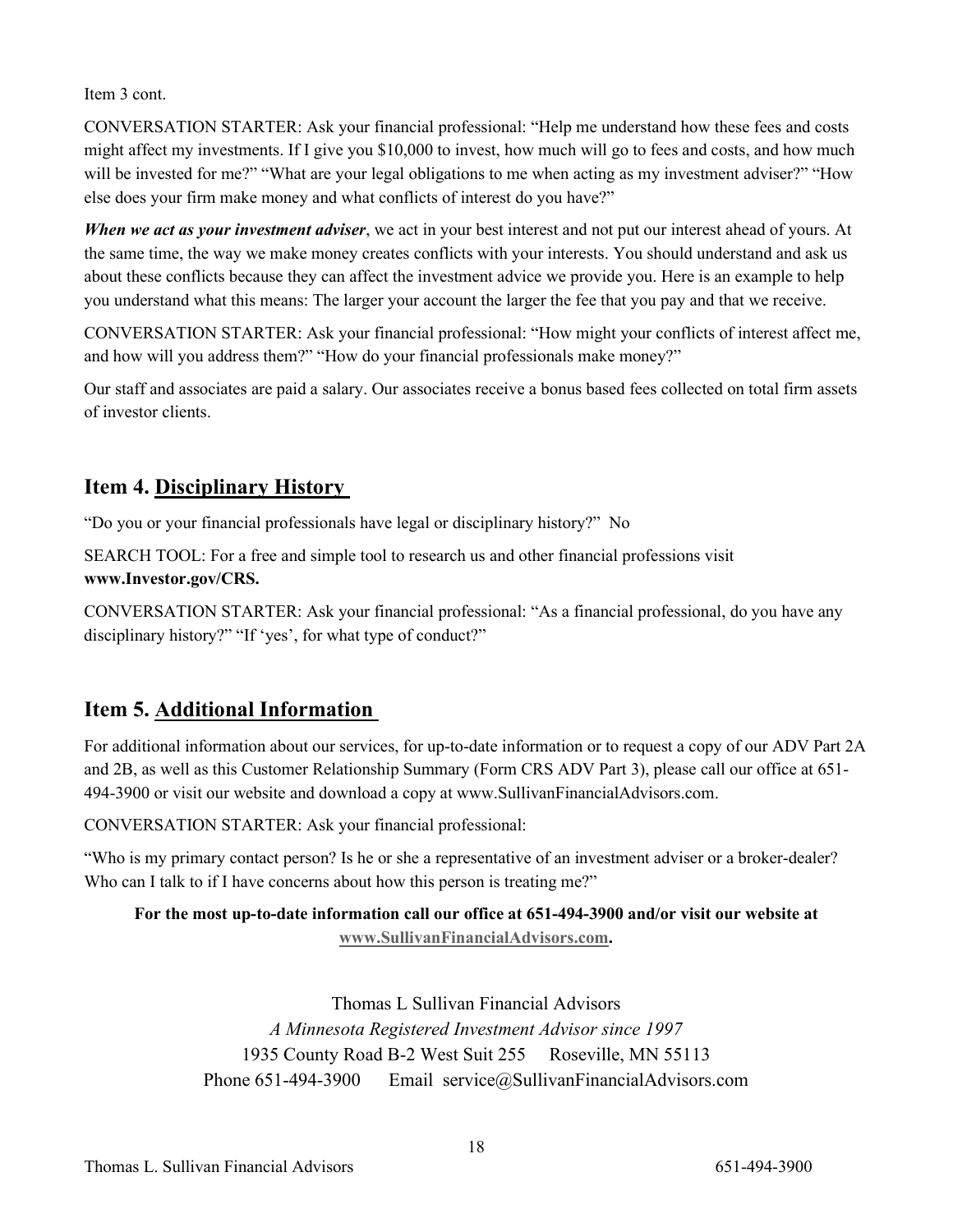Item 3 cont.

CONVERSATION STARTER: Ask your financial professional: "Help me understand how these fees and costs might affect my investments. If I give you $10,000 to invest, how much will go to fees and costs, and how much will be invested for me?" "What are your legal obligations to me when acting as my investment adviser?" "How else does your firm make money and what conflicts of interest do you have?"

***When we act as your investment adviser***, we act in your best interest and not put our interest ahead of yours. At the same time, the way we make money creates conflicts with your interests. You should understand and ask us about these conflicts because they can affect the investment advice we provide you. Here is an example to help you understand what this means: The larger your account the larger the fee that you pay and that we receive.

CONVERSATION STARTER: Ask your financial professional: "How might your conflicts of interest affect me, and how will you address them?" "How do your financial professionals make money?"

Our staff and associates are paid a salary. Our associates receive a bonus based fees collected on total firm assets of investor clients.

## Item 4. Disciplinary History

"Do you or your financial professionals have legal or disciplinary history?" No

SEARCH TOOL: For a free and simple tool to research us and other financial professions visit **www.Investor.gov/CRS.**

CONVERSATION STARTER: Ask your financial professional: "As a financial professional, do you have any disciplinary history?" "If 'yes', for what type of conduct?"

## Item 5. Additional Information

For additional information about our services, for up-to-date information or to request a copy of our ADV Part 2A and 2B, as well as this Customer Relationship Summary (Form CRS ADV Part 3), please call our office at 651-494-3900 or visit our website and download a copy at www.SullivanFinancialAdvisors.com.

CONVERSATION STARTER: Ask your financial professional:

"Who is my primary contact person? Is he or she a representative of an investment adviser or a broker-dealer? Who can I talk to if I have concerns about how this person is treating me?"

**For the most up-to-date information call our office at 651-494-3900 and/or visit our website at www.SullivanFinancialAdvisors.com.**

Thomas L Sullivan Financial Advisors

*A Minnesota Registered Investment Advisor since 1997*

1935 County Road B-2 West Suit 255 Roseville, MN 55113

Phone 651-494-3900 Email service@SullivanFinancialAdvisors.com